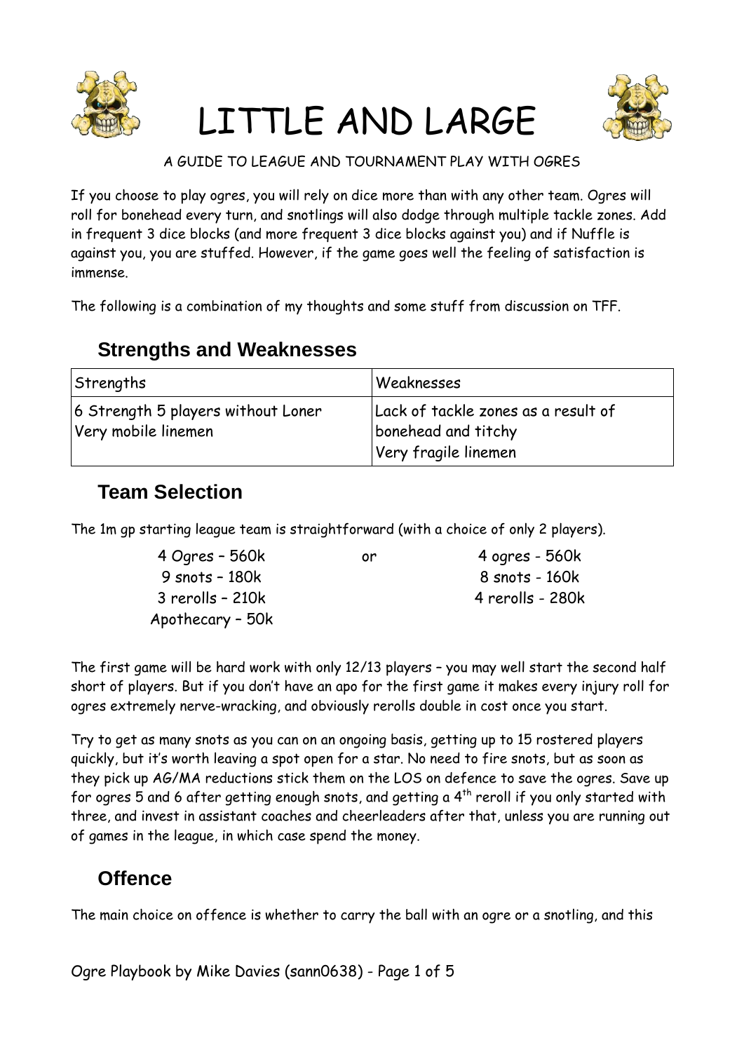# LITTLE AND LARGE

A GUIDE TO LEAGUE AND TOURNAMENT PLAY WITH OGRES

If you choose to play ogres, you will rely on dice more than with any other team. Ogres will roll for bonehead every turn, and snotlings will also dodge through multiple tackle zones. Add in frequent 3 dice blocks (and more frequent 3 dice blocks against you) and if Nuffle is against you, you are stuffed. However, if the game goes well the feeling of satisfaction is immense.

The following is a combination of my thoughts and some stuff from discussion on TFF.

## Strengths and Weaknesses

| Strengths | Weaknesses |
|---|---|
| 6 Strength 5 players without Loner<br>Very mobile linemen | Lack of tackle zones as a result of bonehead and titchy<br>Very fragile linemen |

## Team Selection

The 1m gp starting league team is straightforward (with a choice of only 2 players).

| | | |
|---|---|---|
| 4 Ogres – 560k | or | 4 ogres - 560k |
| 9 snots – 180k | | 8 snots - 160k |
| 3 rerolls – 210k | | 4 rerolls - 280k |
| Apothecary – 50k | | |

The first game will be hard work with only 12/13 players – you may well start the second half short of players. But if you don't have an apo for the first game it makes every injury roll for ogres extremely nerve-wracking, and obviously rerolls double in cost once you start.

Try to get as many snots as you can on an ongoing basis, getting up to 15 rostered players quickly, but it's worth leaving a spot open for a star. No need to fire snots, but as soon as they pick up AG/MA reductions stick them on the LOS on defence to save the ogres. Save up for ogres 5 and 6 after getting enough snots, and getting a 4th reroll if you only started with three, and invest in assistant coaches and cheerleaders after that, unless you are running out of games in the league, in which case spend the money.

## Offence

The main choice on offence is whether to carry the ball with an ogre or a snotling, and this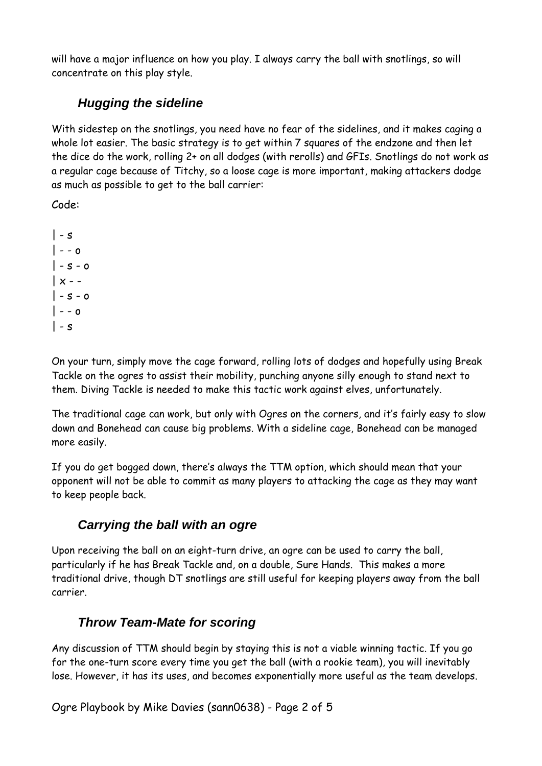will have a major influence on how you play. I always carry the ball with snotlings, so will concentrate on this play style.

### Hugging the sideline

With sidestep on the snotlings, you need have no fear of the sidelines, and it makes caging a whole lot easier. The basic strategy is to get within 7 squares of the endzone and then let the dice do the work, rolling 2+ on all dodges (with rerolls) and GFIs. Snotlings do not work as a regular cage because of Titchy, so a loose cage is more important, making attackers dodge as much as possible to get to the ball carrier:

Code:

```
| - s
| - - o
| - s - o
| x - -
| - s - o
| - - o
| - s
```

On your turn, simply move the cage forward, rolling lots of dodges and hopefully using Break Tackle on the ogres to assist their mobility, punching anyone silly enough to stand next to them. Diving Tackle is needed to make this tactic work against elves, unfortunately.

The traditional cage can work, but only with Ogres on the corners, and it's fairly easy to slow down and Bonehead can cause big problems. With a sideline cage, Bonehead can be managed more easily.

If you do get bogged down, there's always the TTM option, which should mean that your opponent will not be able to commit as many players to attacking the cage as they may want to keep people back.

### Carrying the ball with an ogre

Upon receiving the ball on an eight-turn drive, an ogre can be used to carry the ball, particularly if he has Break Tackle and, on a double, Sure Hands. This makes a more traditional drive, though DT snotlings are still useful for keeping players away from the ball carrier.

### Throw Team-Mate for scoring

Any discussion of TTM should begin by staying this is not a viable winning tactic. If you go for the one-turn score every time you get the ball (with a rookie team), you will inevitably lose. However, it has its uses, and becomes exponentially more useful as the team develops.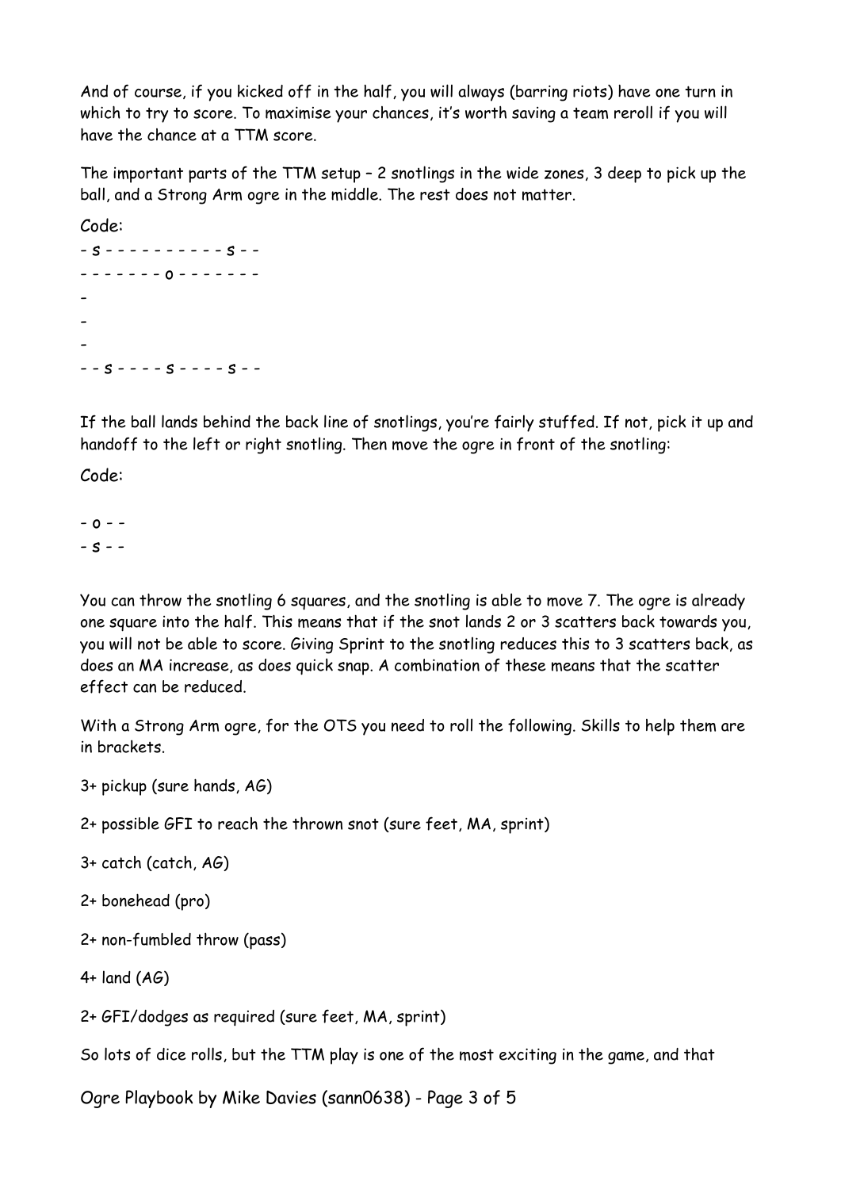And of course, if you kicked off in the half, you will always (barring riots) have one turn in which to try to score. To maximise your chances, it's worth saving a team reroll if you will have the chance at a TTM score.

The important parts of the TTM setup – 2 snotlings in the wide zones, 3 deep to pick up the ball, and a Strong Arm ogre in the middle. The rest does not matter.

Code:

```
- s - - - - - - - - - - s - -
- - - - - - - o - - - - - - -
-
-
-
- - s - - - - s - - - - s - -
```

If the ball lands behind the back line of snotlings, you're fairly stuffed. If not, pick it up and handoff to the left or right snotling. Then move the ogre in front of the snotling:

Code:

```
- o - -
- s - -
```

You can throw the snotling 6 squares, and the snotling is able to move 7. The ogre is already one square into the half. This means that if the snot lands 2 or 3 scatters back towards you, you will not be able to score. Giving Sprint to the snotling reduces this to 3 scatters back, as does an MA increase, as does quick snap. A combination of these means that the scatter effect can be reduced.

With a Strong Arm ogre, for the OTS you need to roll the following. Skills to help them are in brackets.

3+ pickup (sure hands, AG)

2+ possible GFI to reach the thrown snot (sure feet, MA, sprint)

3+ catch (catch, AG)

2+ bonehead (pro)

2+ non-fumbled throw (pass)

4+ land (AG)

2+ GFI/dodges as required (sure feet, MA, sprint)

So lots of dice rolls, but the TTM play is one of the most exciting in the game, and that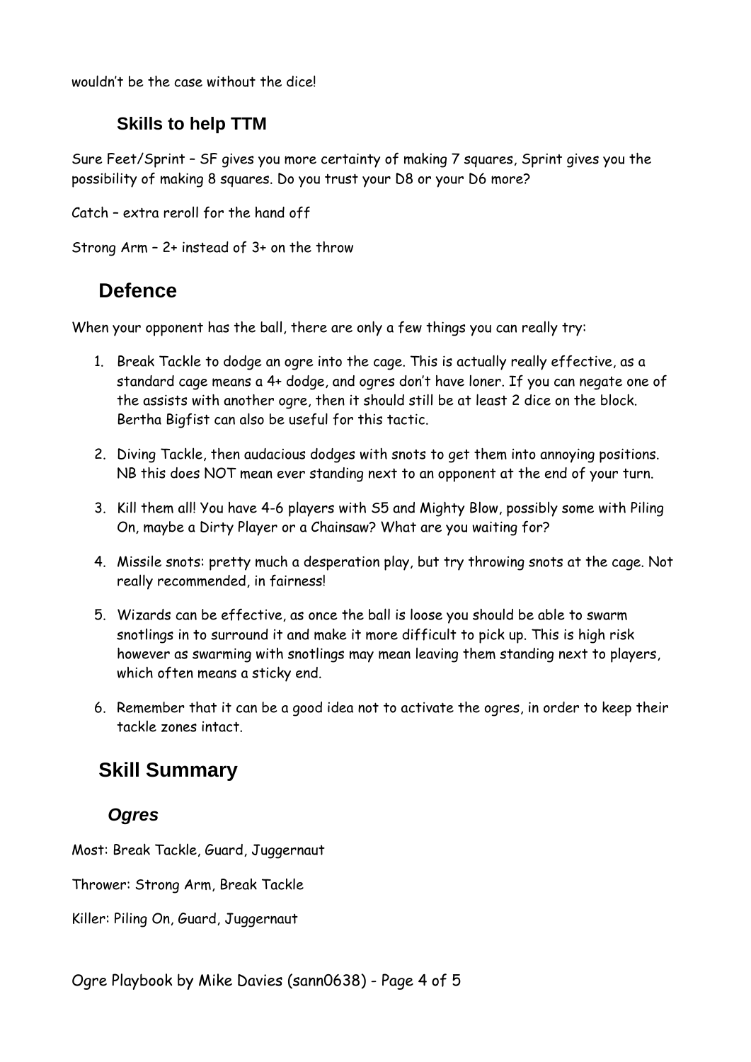wouldn't be the case without the dice!

### Skills to help TTM

Sure Feet/Sprint – SF gives you more certainty of making 7 squares, Sprint gives you the possibility of making 8 squares. Do you trust your D8 or your D6 more?

Catch – extra reroll for the hand off

Strong Arm – 2+ instead of 3+ on the throw

## Defence

When your opponent has the ball, there are only a few things you can really try:

1. Break Tackle to dodge an ogre into the cage. This is actually really effective, as a standard cage means a 4+ dodge, and ogres don't have loner. If you can negate one of the assists with another ogre, then it should still be at least 2 dice on the block. Bertha Bigfist can also be useful for this tactic.
2. Diving Tackle, then audacious dodges with snots to get them into annoying positions. NB this does NOT mean ever standing next to an opponent at the end of your turn.
3. Kill them all! You have 4-6 players with S5 and Mighty Blow, possibly some with Piling On, maybe a Dirty Player or a Chainsaw? What are you waiting for?
4. Missile snots: pretty much a desperation play, but try throwing snots at the cage. Not really recommended, in fairness!
5. Wizards can be effective, as once the ball is loose you should be able to swarm snotlings in to surround it and make it more difficult to pick up. This is high risk however as swarming with snotlings may mean leaving them standing next to players, which often means a sticky end.
6. Remember that it can be a good idea not to activate the ogres, in order to keep their tackle zones intact.

## Skill Summary

### *Ogres*

Most: Break Tackle, Guard, Juggernaut

Thrower: Strong Arm, Break Tackle

Killer: Piling On, Guard, Juggernaut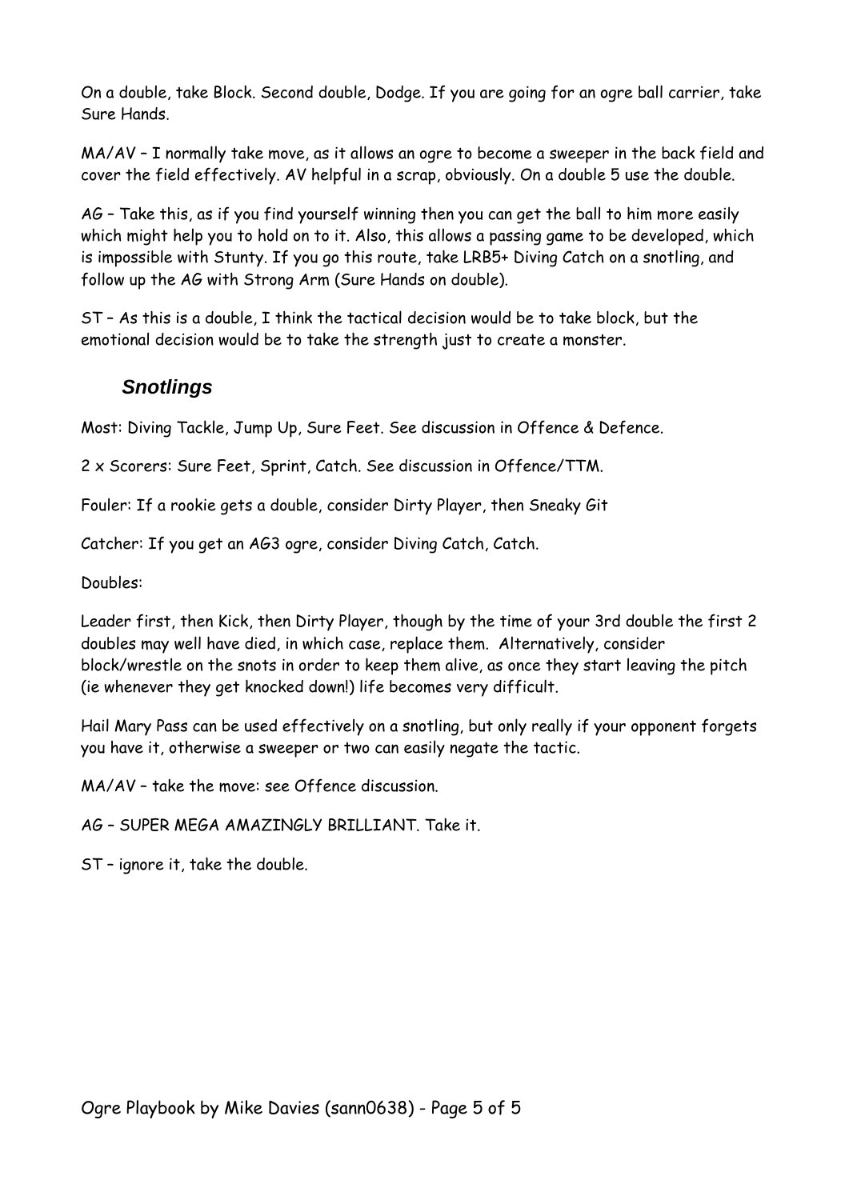On a double, take Block. Second double, Dodge. If you are going for an ogre ball carrier, take Sure Hands.

MA/AV – I normally take move, as it allows an ogre to become a sweeper in the back field and cover the field effectively. AV helpful in a scrap, obviously. On a double 5 use the double.

AG – Take this, as if you find yourself winning then you can get the ball to him more easily which might help you to hold on to it. Also, this allows a passing game to be developed, which is impossible with Stunty. If you go this route, take LRB5+ Diving Catch on a snotling, and follow up the AG with Strong Arm (Sure Hands on double).

ST – As this is a double, I think the tactical decision would be to take block, but the emotional decision would be to take the strength just to create a monster.

### *Snotlings*

Most: Diving Tackle, Jump Up, Sure Feet. See discussion in Offence & Defence.

2 x Scorers: Sure Feet, Sprint, Catch. See discussion in Offence/TTM.

Fouler: If a rookie gets a double, consider Dirty Player, then Sneaky Git

Catcher: If you get an AG3 ogre, consider Diving Catch, Catch.

Doubles:

Leader first, then Kick, then Dirty Player, though by the time of your 3rd double the first 2 doubles may well have died, in which case, replace them. Alternatively, consider block/wrestle on the snots in order to keep them alive, as once they start leaving the pitch (ie whenever they get knocked down!) life becomes very difficult.

Hail Mary Pass can be used effectively on a snotling, but only really if your opponent forgets you have it, otherwise a sweeper or two can easily negate the tactic.

MA/AV – take the move: see Offence discussion.

AG – SUPER MEGA AMAZINGLY BRILLIANT. Take it.

ST – ignore it, take the double.